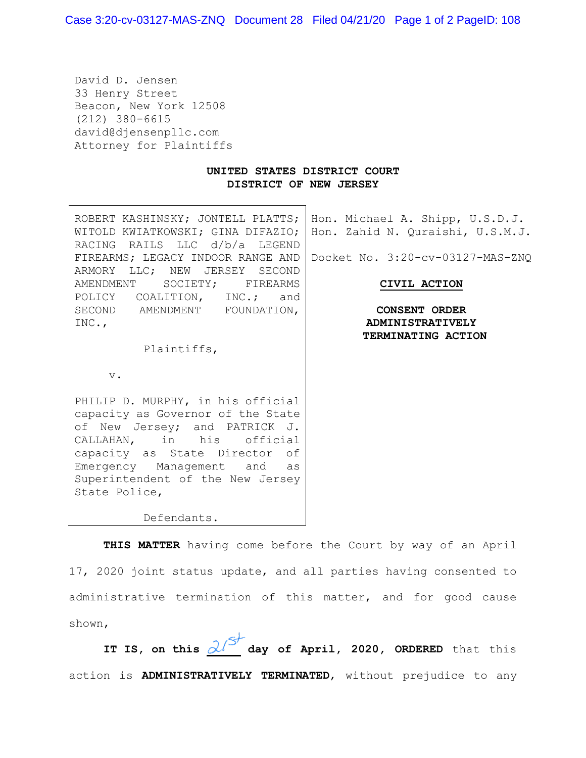David D. Jensen
33 Henry Street
Beacon, New York 12508
(212) 380-6615
david@djensenpllc.com
Attorney for Plaintiffs

**UNITED STATES DISTRICT COURT**
**DISTRICT OF NEW JERSEY**

| | |
|---|---|
| ROBERT KASHINSKY; JONTELL PLATTS; WITOLD KWIATKOWSKI; GINA DIFAZIO; RACING RAILS LLC d/b/a LEGEND FIREARMS; LEGACY INDOOR RANGE AND ARMORY LLC; NEW JERSEY SECOND AMENDMENT SOCIETY; FIREARMS POLICY COALITION, INC.; and SECOND AMENDMENT FOUNDATION, INC.,<br><br>Plaintiffs,<br><br>v.<br><br>PHILIP D. MURPHY, in his official capacity as Governor of the State of New Jersey; and PATRICK J. CALLAHAN, in his official capacity as State Director of Emergency Management and as Superintendent of the New Jersey State Police,<br><br>Defendants. | Hon. Michael A. Shipp, U.S.D.J.<br>Hon. Zahid N. Quraishi, U.S.M.J.<br><br>Docket No. 3:20-cv-03127-MAS-ZNQ<br><br>**CIVIL ACTION**<br><br>**CONSENT ORDER ADMINISTRATIVELY TERMINATING ACTION** |

**THIS MATTER** having come before the Court by way of an April 17, 2020 joint status update, and all parties having consented to administrative termination of this matter, and for good cause shown,

**IT IS, on this** 21st **day of April, 2020, ORDERED** that this action is **ADMINISTRATIVELY TERMINATED**, without prejudice to any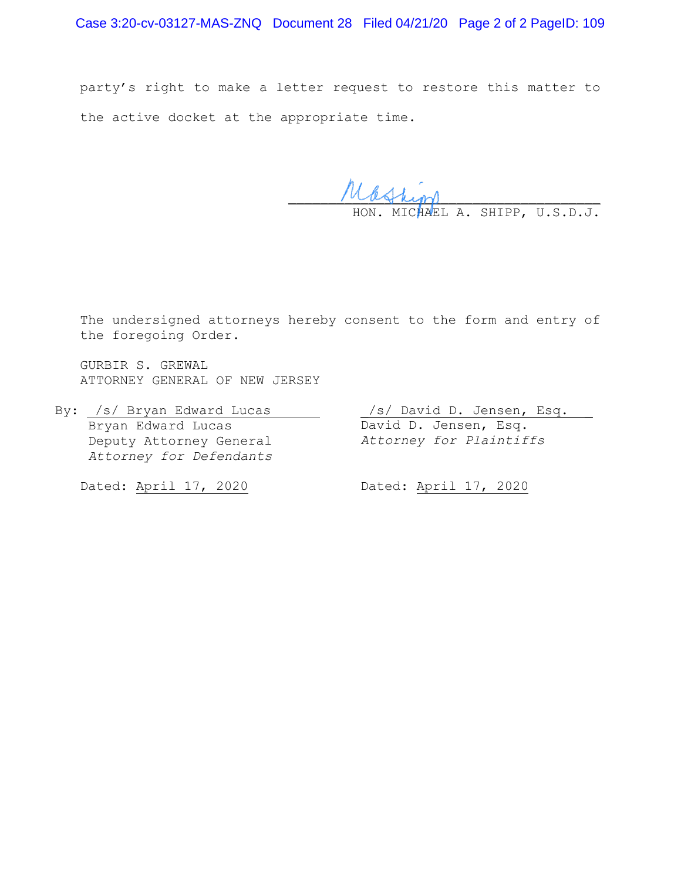party's right to make a letter request to restore this matter to the active docket at the appropriate time.

HON. MICHAEL A. SHIPP, U.S.D.J.

The undersigned attorneys hereby consent to the form and entry of the foregoing Order.

GURBIR S. GREWAL
ATTORNEY GENERAL OF NEW JERSEY

By: /s/ Bryan Edward Lucas
Bryan Edward Lucas
Deputy Attorney General
*Attorney for Defendants*

Dated: April 17, 2020

/s/ David D. Jensen, Esq.
David D. Jensen, Esq.
*Attorney for Plaintiffs*

Dated: April 17, 2020